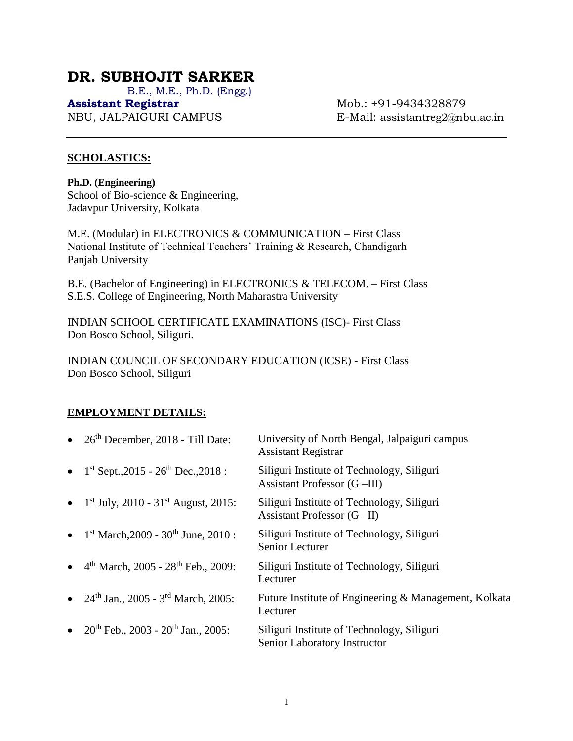# DR. SUBHOJIT SARKER

B.E., M.E., Ph.D. (Engg.)

**Assistant Registrar**
NBU, JALPAIGURI CAMPUS

Mob.: +91-9434328879
E-Mail: assistantreg2@nbu.ac.in

---

## SCHOLASTICS:

**Ph.D. (Engineering)**
School of Bio-science & Engineering,
Jadavpur University, Kolkata

M.E. (Modular) in ELECTRONICS & COMMUNICATION – First Class
National Institute of Technical Teachers' Training & Research, Chandigarh
Panjab University

B.E. (Bachelor of Engineering) in ELECTRONICS & TELECOM. – First Class
S.E.S. College of Engineering, North Maharastra University

INDIAN SCHOOL CERTIFICATE EXAMINATIONS (ISC)- First Class
Don Bosco School, Siliguri.

INDIAN COUNCIL OF SECONDARY EDUCATION (ICSE) - First Class
Don Bosco School, Siliguri

## EMPLOYMENT DETAILS:

- 26th December, 2018 - Till Date: University of North Bengal, Jalpaiguri campus
  Assistant Registrar
- 1st Sept.,2015 - 26th Dec.,2018 : Siliguri Institute of Technology, Siliguri
  Assistant Professor (G –III)
- 1st July, 2010 - 31st August, 2015: Siliguri Institute of Technology, Siliguri
  Assistant Professor (G –II)
- 1st March,2009 - 30th June, 2010 : Siliguri Institute of Technology, Siliguri
  Senior Lecturer
- 4th March, 2005 - 28th Feb., 2009: Siliguri Institute of Technology, Siliguri
  Lecturer
- 24th Jan., 2005 - 3rd March, 2005: Future Institute of Engineering & Management, Kolkata
  Lecturer
- 20th Feb., 2003 - 20th Jan., 2005: Siliguri Institute of Technology, Siliguri
  Senior Laboratory Instructor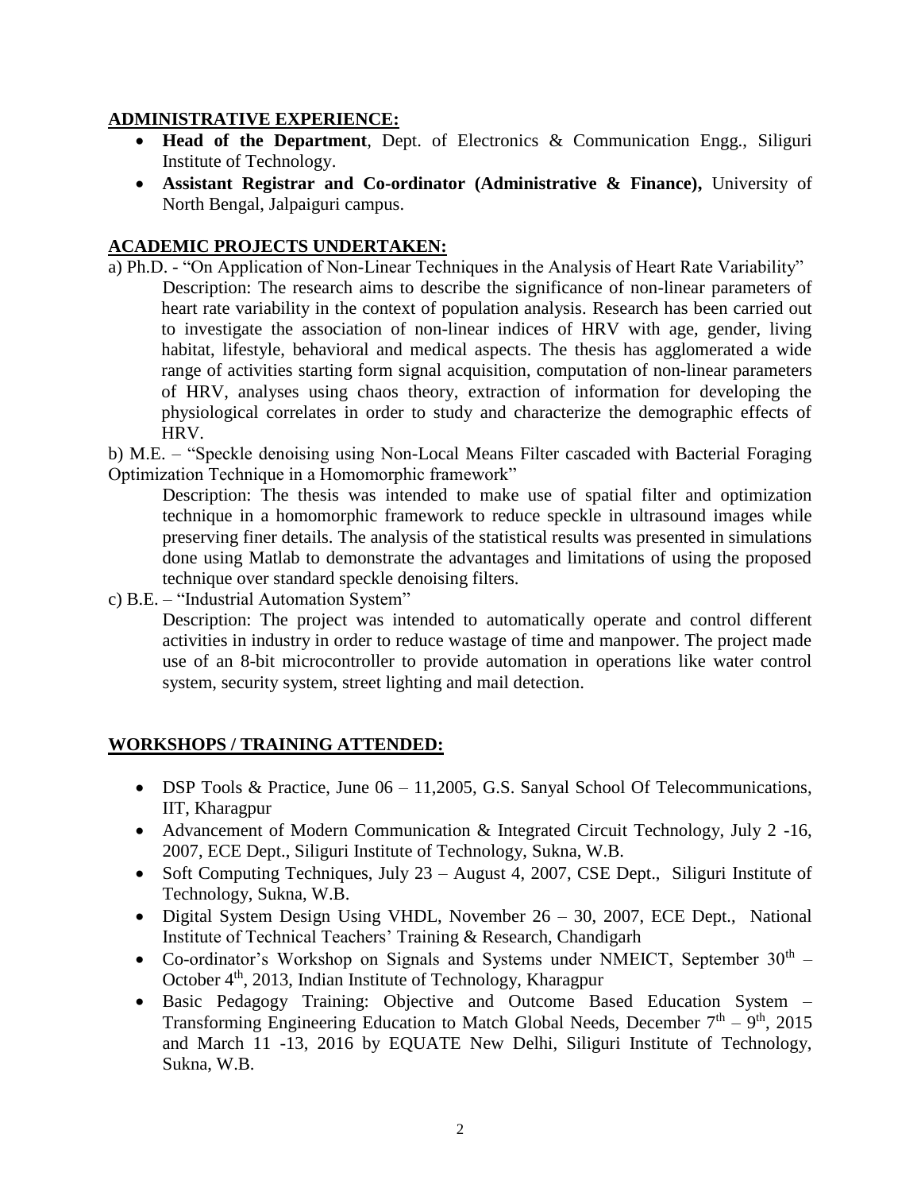## ADMINISTRATIVE EXPERIENCE:

- **Head of the Department**, Dept. of Electronics & Communication Engg., Siliguri Institute of Technology.
- **Assistant Registrar and Co-ordinator (Administrative & Finance),** University of North Bengal, Jalpaiguri campus.

## ACADEMIC PROJECTS UNDERTAKEN:

a) Ph.D. - "On Application of Non-Linear Techniques in the Analysis of Heart Rate Variability"

Description: The research aims to describe the significance of non-linear parameters of heart rate variability in the context of population analysis. Research has been carried out to investigate the association of non-linear indices of HRV with age, gender, living habitat, lifestyle, behavioral and medical aspects. The thesis has agglomerated a wide range of activities starting form signal acquisition, computation of non-linear parameters of HRV, analyses using chaos theory, extraction of information for developing the physiological correlates in order to study and characterize the demographic effects of HRV.

b) M.E. – "Speckle denoising using Non-Local Means Filter cascaded with Bacterial Foraging Optimization Technique in a Homomorphic framework"

Description: The thesis was intended to make use of spatial filter and optimization technique in a homomorphic framework to reduce speckle in ultrasound images while preserving finer details. The analysis of the statistical results was presented in simulations done using Matlab to demonstrate the advantages and limitations of using the proposed technique over standard speckle denoising filters.

c) B.E. – "Industrial Automation System"

Description: The project was intended to automatically operate and control different activities in industry in order to reduce wastage of time and manpower. The project made use of an 8-bit microcontroller to provide automation in operations like water control system, security system, street lighting and mail detection.

## WORKSHOPS / TRAINING ATTENDED:

- DSP Tools & Practice, June 06 – 11,2005, G.S. Sanyal School Of Telecommunications, IIT, Kharagpur
- Advancement of Modern Communication & Integrated Circuit Technology, July 2 -16, 2007, ECE Dept., Siliguri Institute of Technology, Sukna, W.B.
- Soft Computing Techniques, July 23 – August 4, 2007, CSE Dept., Siliguri Institute of Technology, Sukna, W.B.
- Digital System Design Using VHDL, November 26 – 30, 2007, ECE Dept., National Institute of Technical Teachers' Training & Research, Chandigarh
- Co-ordinator's Workshop on Signals and Systems under NMEICT, September 30th – October 4th, 2013, Indian Institute of Technology, Kharagpur
- Basic Pedagogy Training: Objective and Outcome Based Education System – Transforming Engineering Education to Match Global Needs, December 7th – 9th, 2015 and March 11 -13, 2016 by EQUATE New Delhi, Siliguri Institute of Technology, Sukna, W.B.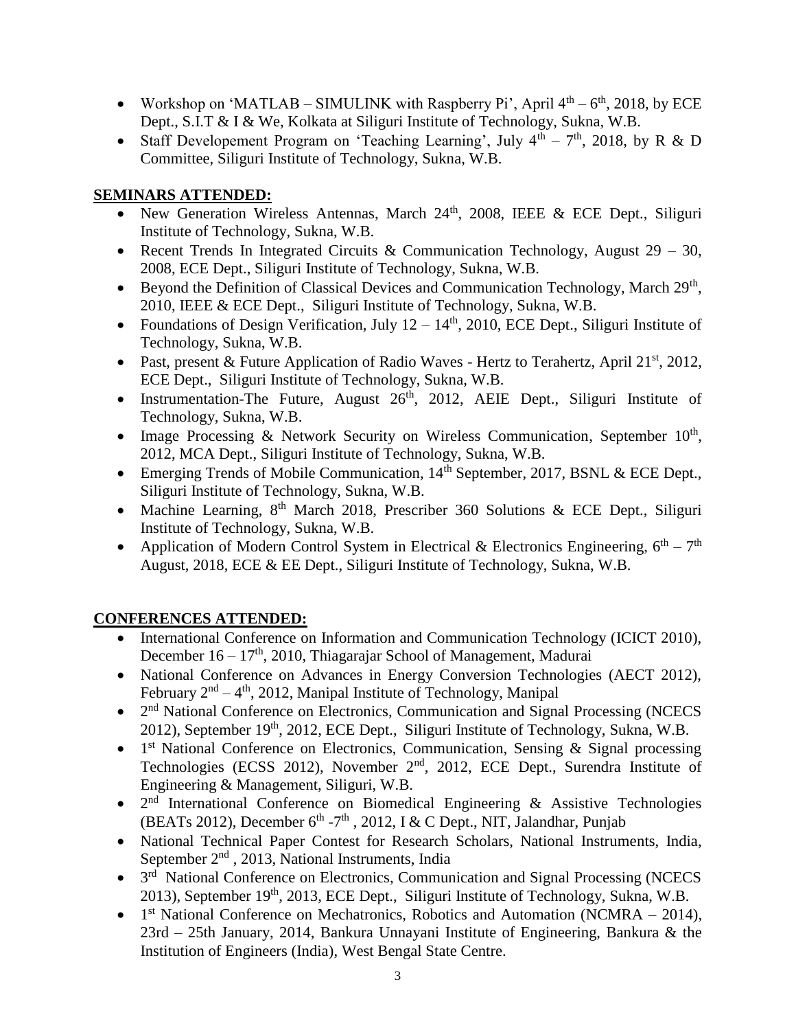- Workshop on 'MATLAB – SIMULINK with Raspberry Pi', April 4th – 6th, 2018, by ECE Dept., S.I.T & I & We, Kolkata at Siliguri Institute of Technology, Sukna, W.B.
- Staff Developement Program on 'Teaching Learning', July 4th – 7th, 2018, by R & D Committee, Siliguri Institute of Technology, Sukna, W.B.

## SEMINARS ATTENDED:

- New Generation Wireless Antennas, March 24th, 2008, IEEE & ECE Dept., Siliguri Institute of Technology, Sukna, W.B.
- Recent Trends In Integrated Circuits & Communication Technology, August 29 – 30, 2008, ECE Dept., Siliguri Institute of Technology, Sukna, W.B.
- Beyond the Definition of Classical Devices and Communication Technology, March 29th, 2010, IEEE & ECE Dept., Siliguri Institute of Technology, Sukna, W.B.
- Foundations of Design Verification, July 12 – 14th, 2010, ECE Dept., Siliguri Institute of Technology, Sukna, W.B.
- Past, present & Future Application of Radio Waves - Hertz to Terahertz, April 21st, 2012, ECE Dept., Siliguri Institute of Technology, Sukna, W.B.
- Instrumentation-The Future, August 26th, 2012, AEIE Dept., Siliguri Institute of Technology, Sukna, W.B.
- Image Processing & Network Security on Wireless Communication, September 10th, 2012, MCA Dept., Siliguri Institute of Technology, Sukna, W.B.
- Emerging Trends of Mobile Communication, 14th September, 2017, BSNL & ECE Dept., Siliguri Institute of Technology, Sukna, W.B.
- Machine Learning, 8th March 2018, Prescriber 360 Solutions & ECE Dept., Siliguri Institute of Technology, Sukna, W.B.
- Application of Modern Control System in Electrical & Electronics Engineering, 6th – 7th August, 2018, ECE & EE Dept., Siliguri Institute of Technology, Sukna, W.B.

## CONFERENCES ATTENDED:

- International Conference on Information and Communication Technology (ICICT 2010), December 16 – 17th, 2010, Thiagarajar School of Management, Madurai
- National Conference on Advances in Energy Conversion Technologies (AECT 2012), February 2nd – 4th, 2012, Manipal Institute of Technology, Manipal
- 2nd National Conference on Electronics, Communication and Signal Processing (NCECS 2012), September 19th, 2012, ECE Dept., Siliguri Institute of Technology, Sukna, W.B.
- 1st National Conference on Electronics, Communication, Sensing & Signal processing Technologies (ECSS 2012), November 2nd, 2012, ECE Dept., Surendra Institute of Engineering & Management, Siliguri, W.B.
- 2nd International Conference on Biomedical Engineering & Assistive Technologies (BEATs 2012), December 6th -7th , 2012, I & C Dept., NIT, Jalandhar, Punjab
- National Technical Paper Contest for Research Scholars, National Instruments, India, September 2nd , 2013, National Instruments, India
- 3rd National Conference on Electronics, Communication and Signal Processing (NCECS 2013), September 19th, 2013, ECE Dept., Siliguri Institute of Technology, Sukna, W.B.
- 1st National Conference on Mechatronics, Robotics and Automation (NCMRA – 2014), 23rd – 25th January, 2014, Bankura Unnayani Institute of Engineering, Bankura & the Institution of Engineers (India), West Bengal State Centre.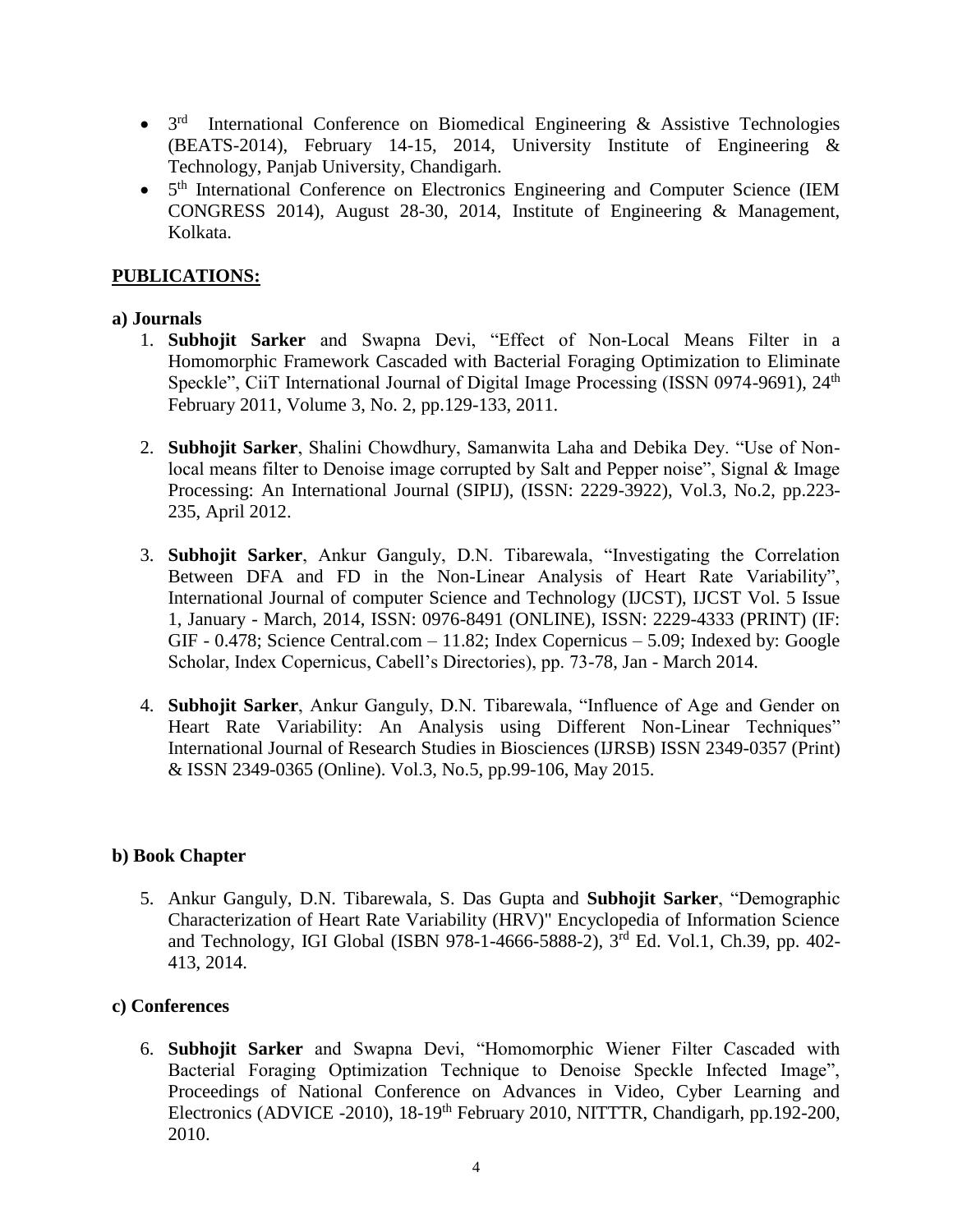- 3rd International Conference on Biomedical Engineering & Assistive Technologies (BEATS-2014), February 14-15, 2014, University Institute of Engineering & Technology, Panjab University, Chandigarh.
- 5th International Conference on Electronics Engineering and Computer Science (IEM CONGRESS 2014), August 28-30, 2014, Institute of Engineering & Management, Kolkata.

## PUBLICATIONS:

### a) Journals

1. **Subhojit Sarker** and Swapna Devi, "Effect of Non-Local Means Filter in a Homomorphic Framework Cascaded with Bacterial Foraging Optimization to Eliminate Speckle", CiiT International Journal of Digital Image Processing (ISSN 0974-9691), 24th February 2011, Volume 3, No. 2, pp.129-133, 2011.

2. **Subhojit Sarker**, Shalini Chowdhury, Samanwita Laha and Debika Dey. "Use of Non-local means filter to Denoise image corrupted by Salt and Pepper noise", Signal & Image Processing: An International Journal (SIPIJ), (ISSN: 2229-3922), Vol.3, No.2, pp.223-235, April 2012.

3. **Subhojit Sarker**, Ankur Ganguly, D.N. Tibarewala, "Investigating the Correlation Between DFA and FD in the Non-Linear Analysis of Heart Rate Variability", International Journal of computer Science and Technology (IJCST), IJCST Vol. 5 Issue 1, January - March, 2014, ISSN: 0976-8491 (ONLINE), ISSN: 2229-4333 (PRINT) (IF: GIF - 0.478; Science Central.com – 11.82; Index Copernicus – 5.09; Indexed by: Google Scholar, Index Copernicus, Cabell's Directories), pp. 73-78, Jan - March 2014.

4. **Subhojit Sarker**, Ankur Ganguly, D.N. Tibarewala, "Influence of Age and Gender on Heart Rate Variability: An Analysis using Different Non-Linear Techniques" International Journal of Research Studies in Biosciences (IJRSB) ISSN 2349-0357 (Print) & ISSN 2349-0365 (Online). Vol.3, No.5, pp.99-106, May 2015.

### b) Book Chapter

5. Ankur Ganguly, D.N. Tibarewala, S. Das Gupta and **Subhojit Sarker**, "Demographic Characterization of Heart Rate Variability (HRV)" Encyclopedia of Information Science and Technology, IGI Global (ISBN 978-1-4666-5888-2), 3rd Ed. Vol.1, Ch.39, pp. 402-413, 2014.

### c) Conferences

6. **Subhojit Sarker** and Swapna Devi, "Homomorphic Wiener Filter Cascaded with Bacterial Foraging Optimization Technique to Denoise Speckle Infected Image", Proceedings of National Conference on Advances in Video, Cyber Learning and Electronics (ADVICE -2010), 18-19th February 2010, NITTTR, Chandigarh, pp.192-200, 2010.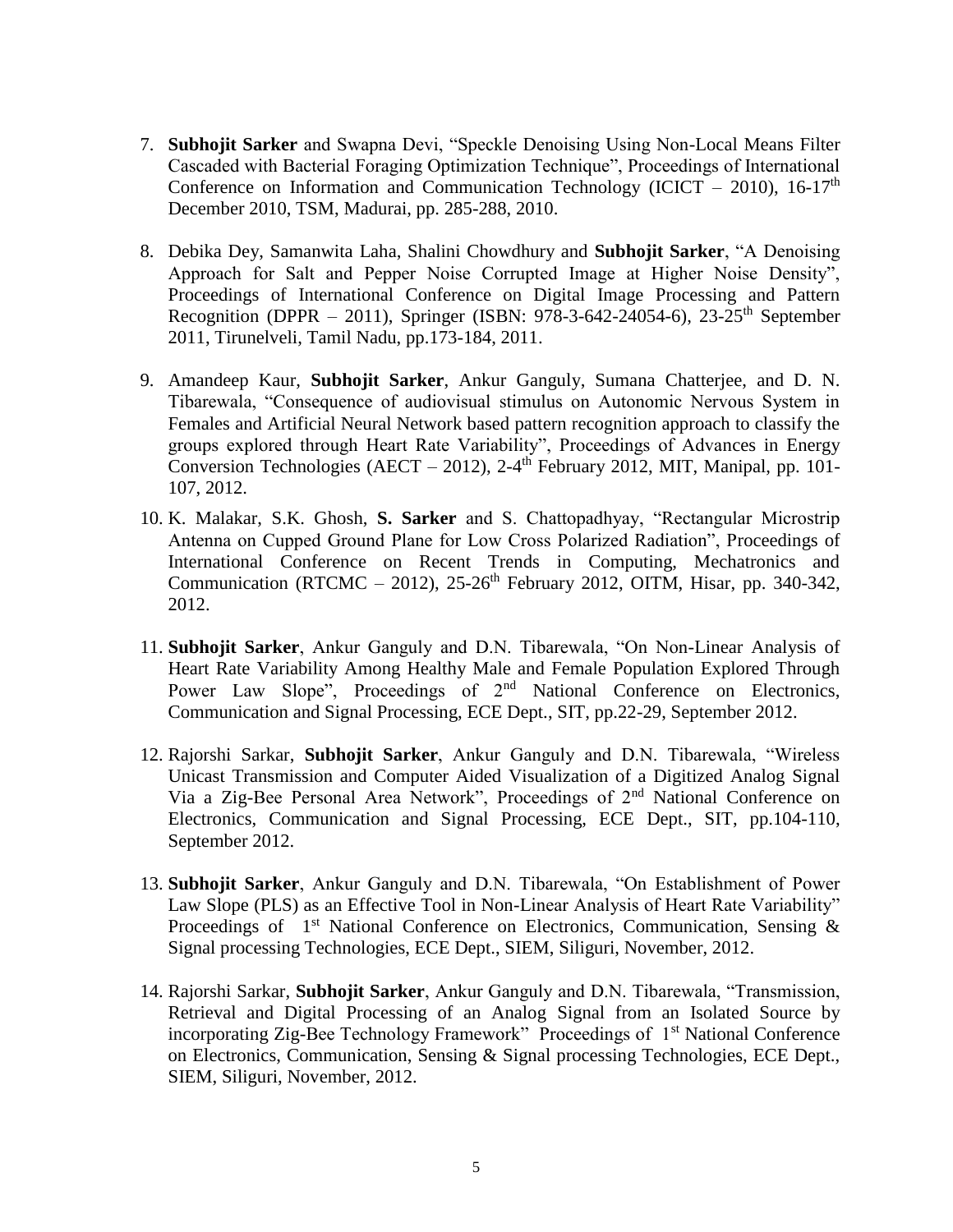7. **Subhojit Sarker** and Swapna Devi, "Speckle Denoising Using Non-Local Means Filter Cascaded with Bacterial Foraging Optimization Technique", Proceedings of International Conference on Information and Communication Technology (ICICT – 2010), 16-17th December 2010, TSM, Madurai, pp. 285-288, 2010.

8. Debika Dey, Samanwita Laha, Shalini Chowdhury and **Subhojit Sarker**, "A Denoising Approach for Salt and Pepper Noise Corrupted Image at Higher Noise Density", Proceedings of International Conference on Digital Image Processing and Pattern Recognition (DPPR – 2011), Springer (ISBN: 978-3-642-24054-6), 23-25th September 2011, Tirunelveli, Tamil Nadu, pp.173-184, 2011.

9. Amandeep Kaur, **Subhojit Sarker**, Ankur Ganguly, Sumana Chatterjee, and D. N. Tibarewala, "Consequence of audiovisual stimulus on Autonomic Nervous System in Females and Artificial Neural Network based pattern recognition approach to classify the groups explored through Heart Rate Variability", Proceedings of Advances in Energy Conversion Technologies (AECT – 2012), 2-4th February 2012, MIT, Manipal, pp. 101-107, 2012.

10. K. Malakar, S.K. Ghosh, **S. Sarker** and S. Chattopadhyay, "Rectangular Microstrip Antenna on Cupped Ground Plane for Low Cross Polarized Radiation", Proceedings of International Conference on Recent Trends in Computing, Mechatronics and Communication (RTCMC – 2012), 25-26th February 2012, OITM, Hisar, pp. 340-342, 2012.

11. **Subhojit Sarker**, Ankur Ganguly and D.N. Tibarewala, "On Non-Linear Analysis of Heart Rate Variability Among Healthy Male and Female Population Explored Through Power Law Slope", Proceedings of 2nd National Conference on Electronics, Communication and Signal Processing, ECE Dept., SIT, pp.22-29, September 2012.

12. Rajorshi Sarkar, **Subhojit Sarker**, Ankur Ganguly and D.N. Tibarewala, "Wireless Unicast Transmission and Computer Aided Visualization of a Digitized Analog Signal Via a Zig-Bee Personal Area Network", Proceedings of 2nd National Conference on Electronics, Communication and Signal Processing, ECE Dept., SIT, pp.104-110, September 2012.

13. **Subhojit Sarker**, Ankur Ganguly and D.N. Tibarewala, "On Establishment of Power Law Slope (PLS) as an Effective Tool in Non-Linear Analysis of Heart Rate Variability" Proceedings of 1st National Conference on Electronics, Communication, Sensing & Signal processing Technologies, ECE Dept., SIEM, Siliguri, November, 2012.

14. Rajorshi Sarkar, **Subhojit Sarker**, Ankur Ganguly and D.N. Tibarewala, "Transmission, Retrieval and Digital Processing of an Analog Signal from an Isolated Source by incorporating Zig-Bee Technology Framework" Proceedings of 1st National Conference on Electronics, Communication, Sensing & Signal processing Technologies, ECE Dept., SIEM, Siliguri, November, 2012.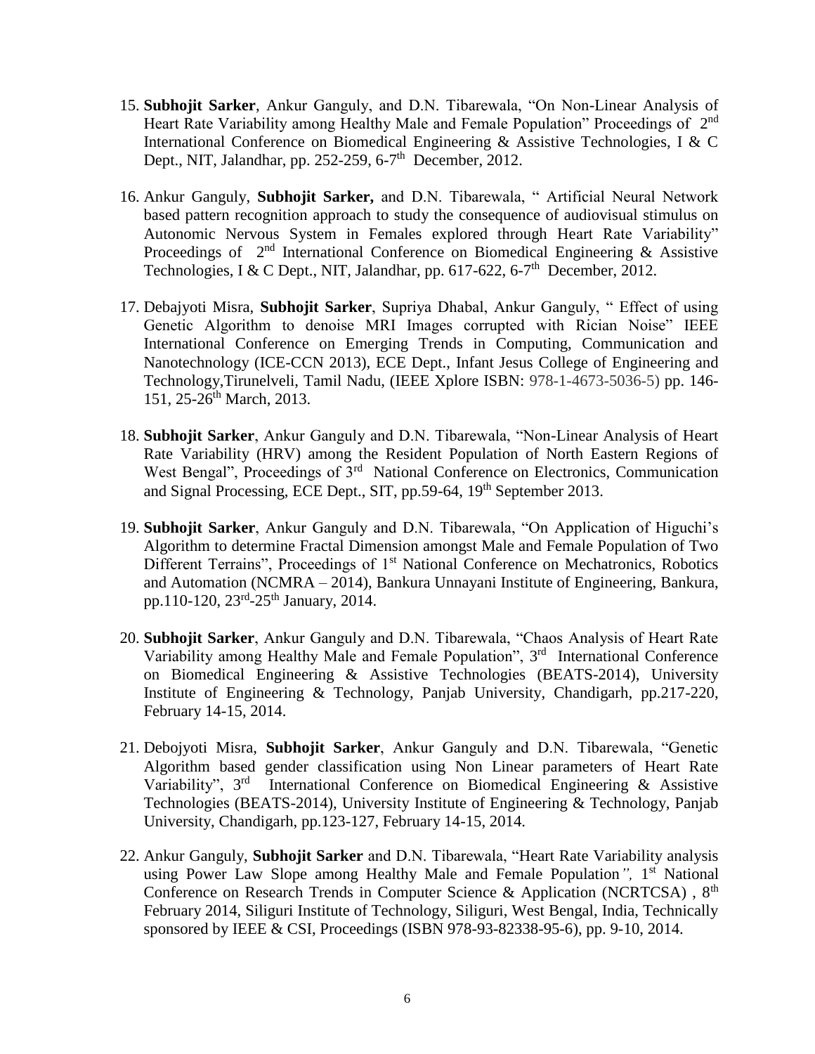15. **Subhojit Sarker**, Ankur Ganguly, and D.N. Tibarewala, "On Non-Linear Analysis of Heart Rate Variability among Healthy Male and Female Population" Proceedings of 2nd International Conference on Biomedical Engineering & Assistive Technologies, I & C Dept., NIT, Jalandhar, pp. 252-259, 6-7th December, 2012.

16. Ankur Ganguly, **Subhojit Sarker,** and D.N. Tibarewala, " Artificial Neural Network based pattern recognition approach to study the consequence of audiovisual stimulus on Autonomic Nervous System in Females explored through Heart Rate Variability" Proceedings of 2nd International Conference on Biomedical Engineering & Assistive Technologies, I & C Dept., NIT, Jalandhar, pp. 617-622, 6-7th December, 2012.

17. Debajyoti Misra, **Subhojit Sarker**, Supriya Dhabal, Ankur Ganguly, " Effect of using Genetic Algorithm to denoise MRI Images corrupted with Rician Noise" IEEE International Conference on Emerging Trends in Computing, Communication and Nanotechnology (ICE-CCN 2013), ECE Dept., Infant Jesus College of Engineering and Technology,Tirunelveli, Tamil Nadu, (IEEE Xplore ISBN: 978-1-4673-5036-5) pp. 146-151, 25-26th March, 2013.

18. **Subhojit Sarker**, Ankur Ganguly and D.N. Tibarewala, "Non-Linear Analysis of Heart Rate Variability (HRV) among the Resident Population of North Eastern Regions of West Bengal", Proceedings of 3rd National Conference on Electronics, Communication and Signal Processing, ECE Dept., SIT, pp.59-64, 19th September 2013.

19. **Subhojit Sarker**, Ankur Ganguly and D.N. Tibarewala, "On Application of Higuchi's Algorithm to determine Fractal Dimension amongst Male and Female Population of Two Different Terrains", Proceedings of 1st National Conference on Mechatronics, Robotics and Automation (NCMRA – 2014), Bankura Unnayani Institute of Engineering, Bankura, pp.110-120, 23rd-25th January, 2014.

20. **Subhojit Sarker**, Ankur Ganguly and D.N. Tibarewala, "Chaos Analysis of Heart Rate Variability among Healthy Male and Female Population", 3rd International Conference on Biomedical Engineering & Assistive Technologies (BEATS-2014), University Institute of Engineering & Technology, Panjab University, Chandigarh, pp.217-220, February 14-15, 2014.

21. Debojyoti Misra, **Subhojit Sarker**, Ankur Ganguly and D.N. Tibarewala, "Genetic Algorithm based gender classification using Non Linear parameters of Heart Rate Variability", 3rd International Conference on Biomedical Engineering & Assistive Technologies (BEATS-2014), University Institute of Engineering & Technology, Panjab University, Chandigarh, pp.123-127, February 14-15, 2014.

22. Ankur Ganguly, **Subhojit Sarker** and D.N. Tibarewala, "Heart Rate Variability analysis using Power Law Slope among Healthy Male and Female Population*",* 1st National Conference on Research Trends in Computer Science & Application (NCRTCSA) , 8th February 2014, Siliguri Institute of Technology, Siliguri, West Bengal, India, Technically sponsored by IEEE & CSI, Proceedings (ISBN 978-93-82338-95-6), pp. 9-10, 2014.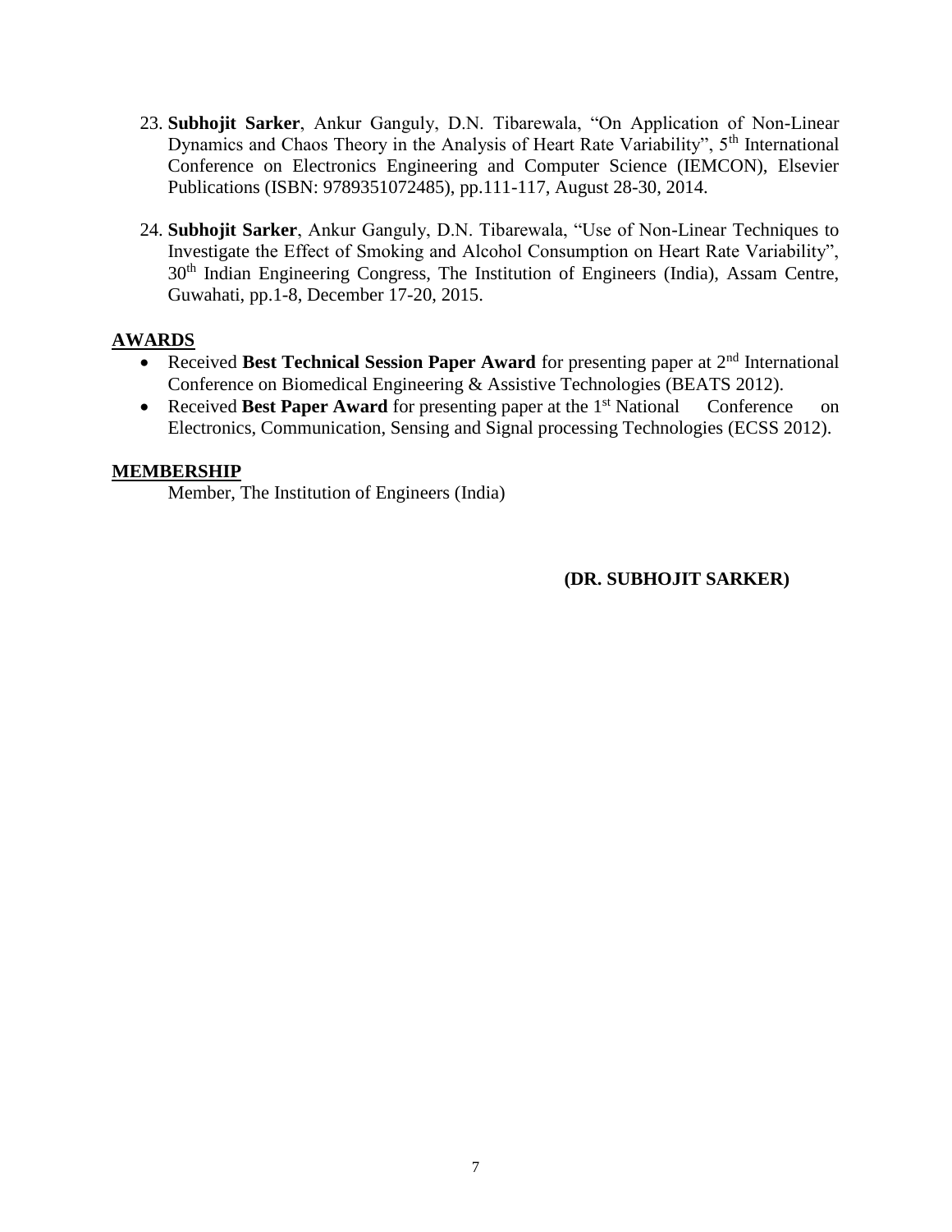23. **Subhojit Sarker**, Ankur Ganguly, D.N. Tibarewala, "On Application of Non-Linear Dynamics and Chaos Theory in the Analysis of Heart Rate Variability", 5th International Conference on Electronics Engineering and Computer Science (IEMCON), Elsevier Publications (ISBN: 9789351072485), pp.111-117, August 28-30, 2014.

24. **Subhojit Sarker**, Ankur Ganguly, D.N. Tibarewala, "Use of Non-Linear Techniques to Investigate the Effect of Smoking and Alcohol Consumption on Heart Rate Variability", 30th Indian Engineering Congress, The Institution of Engineers (India), Assam Centre, Guwahati, pp.1-8, December 17-20, 2015.

## AWARDS

- Received **Best Technical Session Paper Award** for presenting paper at 2nd International Conference on Biomedical Engineering & Assistive Technologies (BEATS 2012).
- Received **Best Paper Award** for presenting paper at the 1st National Conference on Electronics, Communication, Sensing and Signal processing Technologies (ECSS 2012).

## MEMBERSHIP

Member, The Institution of Engineers (India)

**(DR. SUBHOJIT SARKER)**